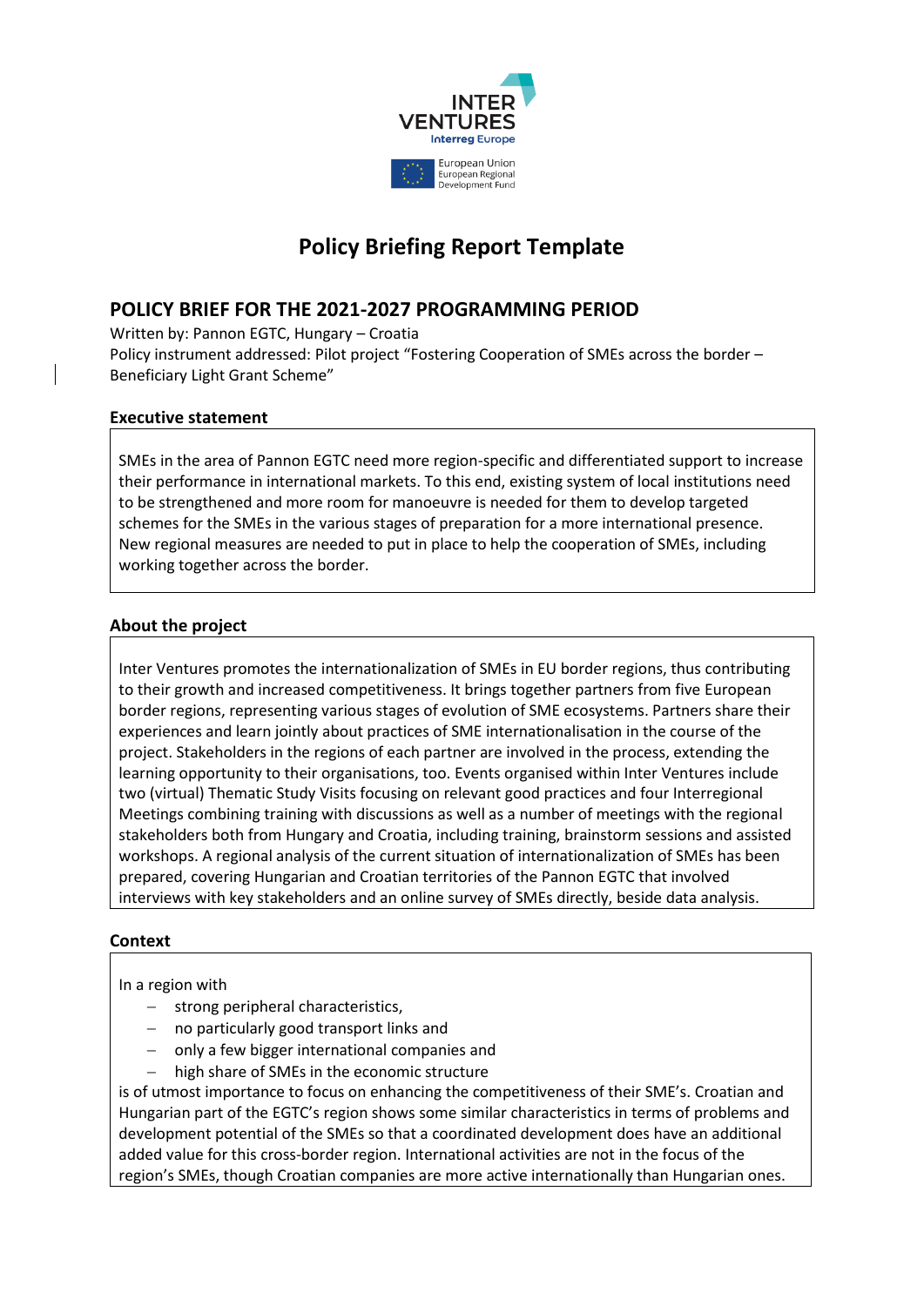INTER VENTURES
Interreg Europe

European Union
European Regional
Development Fund

# Policy Briefing Report Template

## POLICY BRIEF FOR THE 2021-2027 PROGRAMMING PERIOD

Written by: Pannon EGTC, Hungary – Croatia
Policy instrument addressed: Pilot project "Fostering Cooperation of SMEs across the border – Beneficiary Light Grant Scheme"

### Executive statement

SMEs in the area of Pannon EGTC need more region-specific and differentiated support to increase their performance in international markets. To this end, existing system of local institutions need to be strengthened and more room for manoeuvre is needed for them to develop targeted schemes for the SMEs in the various stages of preparation for a more international presence. New regional measures are needed to put in place to help the cooperation of SMEs, including working together across the border.

### About the project

Inter Ventures promotes the internationalization of SMEs in EU border regions, thus contributing to their growth and increased competitiveness. It brings together partners from five European border regions, representing various stages of evolution of SME ecosystems. Partners share their experiences and learn jointly about practices of SME internationalisation in the course of the project. Stakeholders in the regions of each partner are involved in the process, extending the learning opportunity to their organisations, too. Events organised within Inter Ventures include two (virtual) Thematic Study Visits focusing on relevant good practices and four Interregional Meetings combining training with discussions as well as a number of meetings with the regional stakeholders both from Hungary and Croatia, including training, brainstorm sessions and assisted workshops. A regional analysis of the current situation of internationalization of SMEs has been prepared, covering Hungarian and Croatian territories of the Pannon EGTC that involved interviews with key stakeholders and an online survey of SMEs directly, beside data analysis.

### Context

In a region with

- strong peripheral characteristics,
- no particularly good transport links and
- only a few bigger international companies and
- high share of SMEs in the economic structure

is of utmost importance to focus on enhancing the competitiveness of their SME's. Croatian and Hungarian part of the EGTC's region shows some similar characteristics in terms of problems and development potential of the SMEs so that a coordinated development does have an additional added value for this cross-border region. International activities are not in the focus of the region's SMEs, though Croatian companies are more active internationally than Hungarian ones.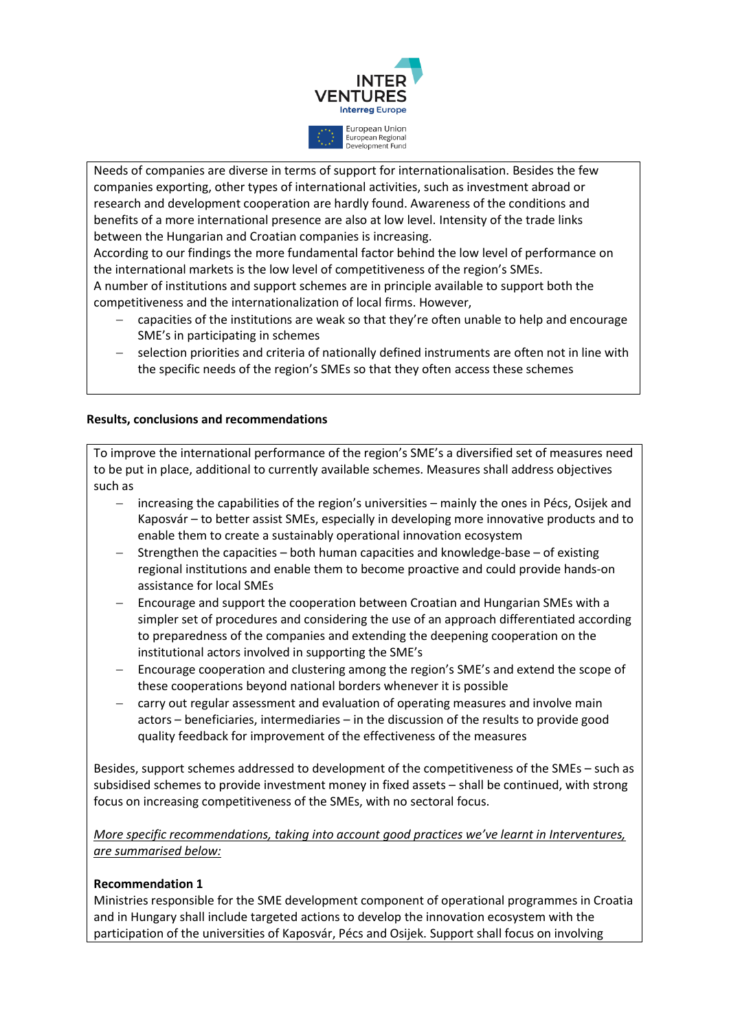Needs of companies are diverse in terms of support for internationalisation. Besides the few companies exporting, other types of international activities, such as investment abroad or research and development cooperation are hardly found. Awareness of the conditions and benefits of a more international presence are also at low level. Intensity of the trade links between the Hungarian and Croatian companies is increasing.
According to our findings the more fundamental factor behind the low level of performance on the international markets is the low level of competitiveness of the region's SMEs.
A number of institutions and support schemes are in principle available to support both the competitiveness and the internationalization of local firms. However,

- capacities of the institutions are weak so that they're often unable to help and encourage SME's in participating in schemes
- selection priorities and criteria of nationally defined instruments are often not in line with the specific needs of the region's SMEs so that they often access these schemes

**Results, conclusions and recommendations**

To improve the international performance of the region's SME's a diversified set of measures need to be put in place, additional to currently available schemes. Measures shall address objectives such as

- increasing the capabilities of the region's universities – mainly the ones in Pécs, Osijek and Kaposvár – to better assist SMEs, especially in developing more innovative products and to enable them to create a sustainably operational innovation ecosystem
- Strengthen the capacities – both human capacities and knowledge-base – of existing regional institutions and enable them to become proactive and could provide hands-on assistance for local SMEs
- Encourage and support the cooperation between Croatian and Hungarian SMEs with a simpler set of procedures and considering the use of an approach differentiated according to preparedness of the companies and extending the deepening cooperation on the institutional actors involved in supporting the SME's
- Encourage cooperation and clustering among the region's SME's and extend the scope of these cooperations beyond national borders whenever it is possible
- carry out regular assessment and evaluation of operating measures and involve main actors – beneficiaries, intermediaries – in the discussion of the results to provide good quality feedback for improvement of the effectiveness of the measures

Besides, support schemes addressed to development of the competitiveness of the SMEs – such as subsidised schemes to provide investment money in fixed assets – shall be continued, with strong focus on increasing competitiveness of the SMEs, with no sectoral focus.

*More specific recommendations, taking into account good practices we've learnt in Interventures, are summarised below:*

**Recommendation 1**
Ministries responsible for the SME development component of operational programmes in Croatia and in Hungary shall include targeted actions to develop the innovation ecosystem with the participation of the universities of Kaposvár, Pécs and Osijek. Support shall focus on involving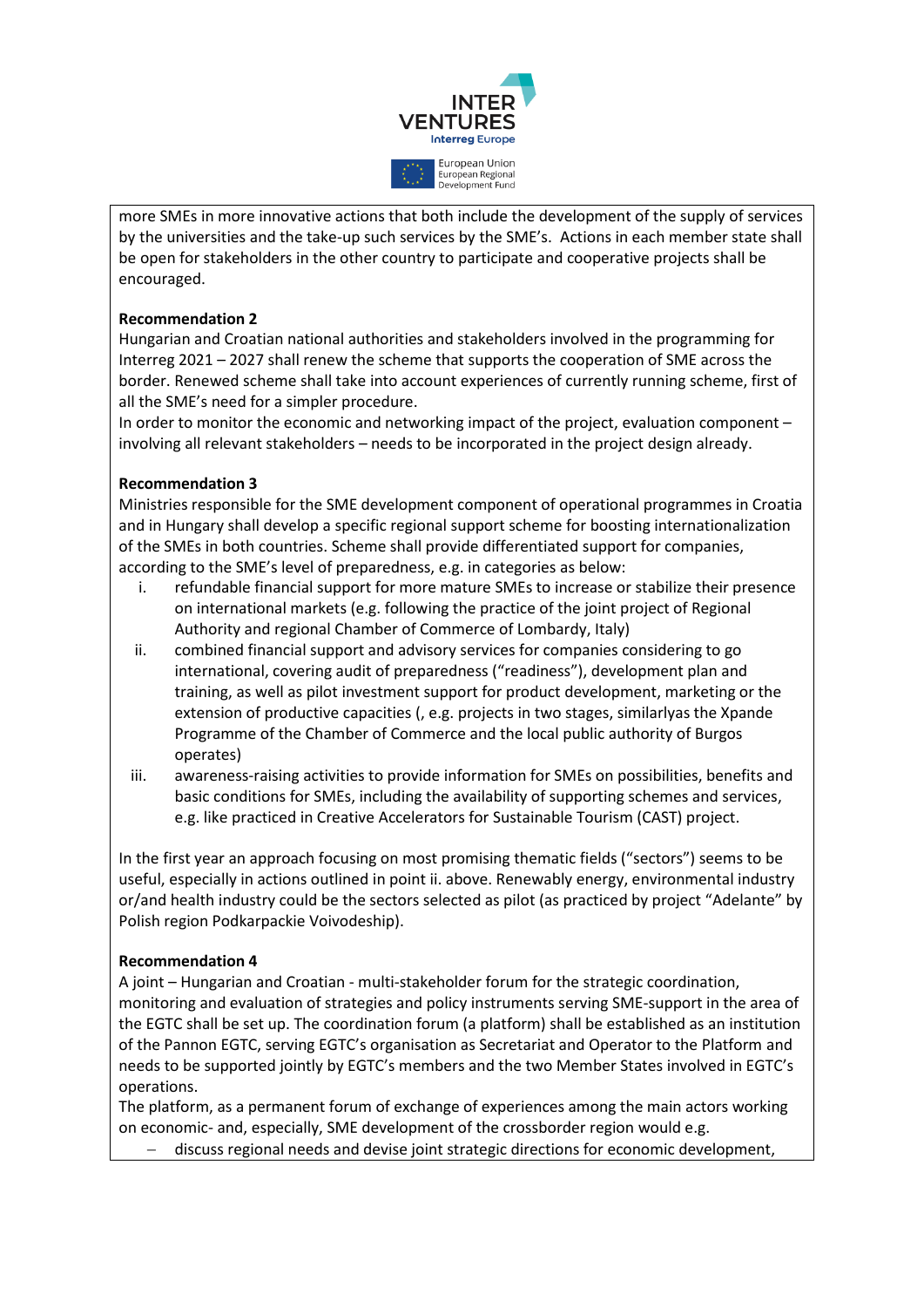more SMEs in more innovative actions that both include the development of the supply of services by the universities and the take-up such services by the SME's. Actions in each member state shall be open for stakeholders in the other country to participate and cooperative projects shall be encouraged.

**Recommendation 2**

Hungarian and Croatian national authorities and stakeholders involved in the programming for Interreg 2021 – 2027 shall renew the scheme that supports the cooperation of SME across the border. Renewed scheme shall take into account experiences of currently running scheme, first of all the SME's need for a simpler procedure.

In order to monitor the economic and networking impact of the project, evaluation component – involving all relevant stakeholders – needs to be incorporated in the project design already.

**Recommendation 3**

Ministries responsible for the SME development component of operational programmes in Croatia and in Hungary shall develop a specific regional support scheme for boosting internationalization of the SMEs in both countries. Scheme shall provide differentiated support for companies, according to the SME's level of preparedness, e.g. in categories as below:

i. refundable financial support for more mature SMEs to increase or stabilize their presence on international markets (e.g. following the practice of the joint project of Regional Authority and regional Chamber of Commerce of Lombardy, Italy)
ii. combined financial support and advisory services for companies considering to go international, covering audit of preparedness ("readiness"), development plan and training, as well as pilot investment support for product development, marketing or the extension of productive capacities (, e.g. projects in two stages, similarlyas the Xpande Programme of the Chamber of Commerce and the local public authority of Burgos operates)
iii. awareness-raising activities to provide information for SMEs on possibilities, benefits and basic conditions for SMEs, including the availability of supporting schemes and services, e.g. like practiced in Creative Accelerators for Sustainable Tourism (CAST) project.

In the first year an approach focusing on most promising thematic fields ("sectors") seems to be useful, especially in actions outlined in point ii. above. Renewably energy, environmental industry or/and health industry could be the sectors selected as pilot (as practiced by project "Adelante" by Polish region Podkarpackie Voivodeship).

**Recommendation 4**

A joint – Hungarian and Croatian - multi-stakeholder forum for the strategic coordination, monitoring and evaluation of strategies and policy instruments serving SME-support in the area of the EGTC shall be set up. The coordination forum (a platform) shall be established as an institution of the Pannon EGTC, serving EGTC's organisation as Secretariat and Operator to the Platform and needs to be supported jointly by EGTC's members and the two Member States involved in EGTC's operations.

The platform, as a permanent forum of exchange of experiences among the main actors working on economic- and, especially, SME development of the crossborder region would e.g.

- discuss regional needs and devise joint strategic directions for economic development,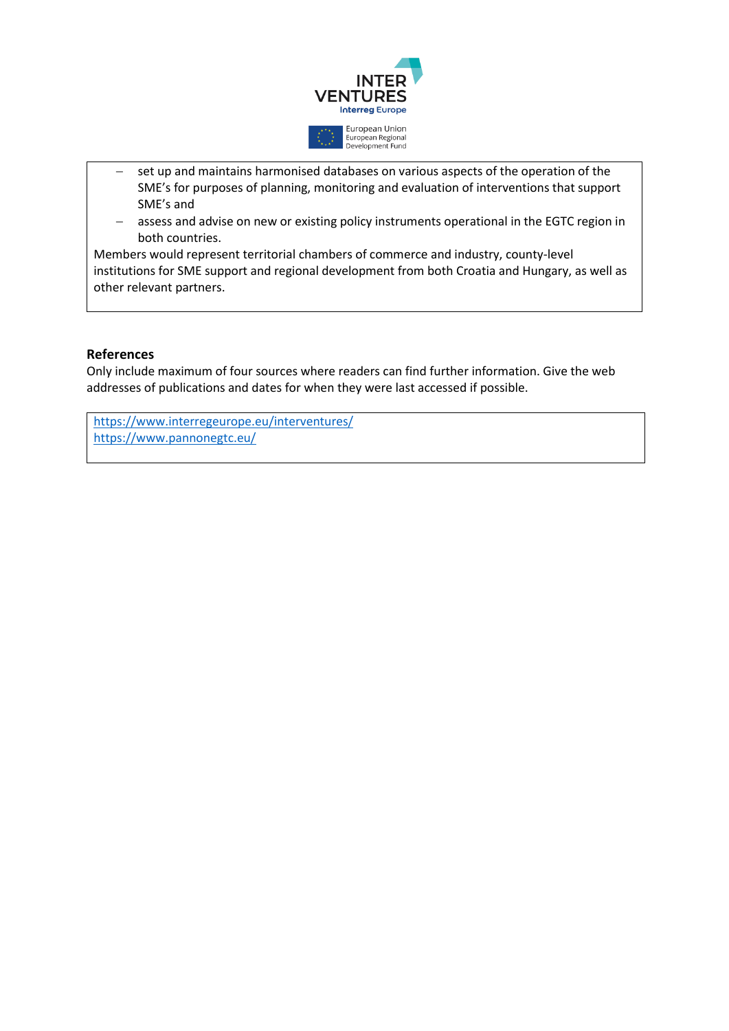- set up and maintains harmonised databases on various aspects of the operation of the SME's for purposes of planning, monitoring and evaluation of interventions that support SME's and
- assess and advise on new or existing policy instruments operational in the EGTC region in both countries.

Members would represent territorial chambers of commerce and industry, county-level institutions for SME support and regional development from both Croatia and Hungary, as well as other relevant partners.

**References**

Only include maximum of four sources where readers can find further information. Give the web addresses of publications and dates for when they were last accessed if possible.

https://www.interregeurope.eu/interventures/
https://www.pannonegtc.eu/